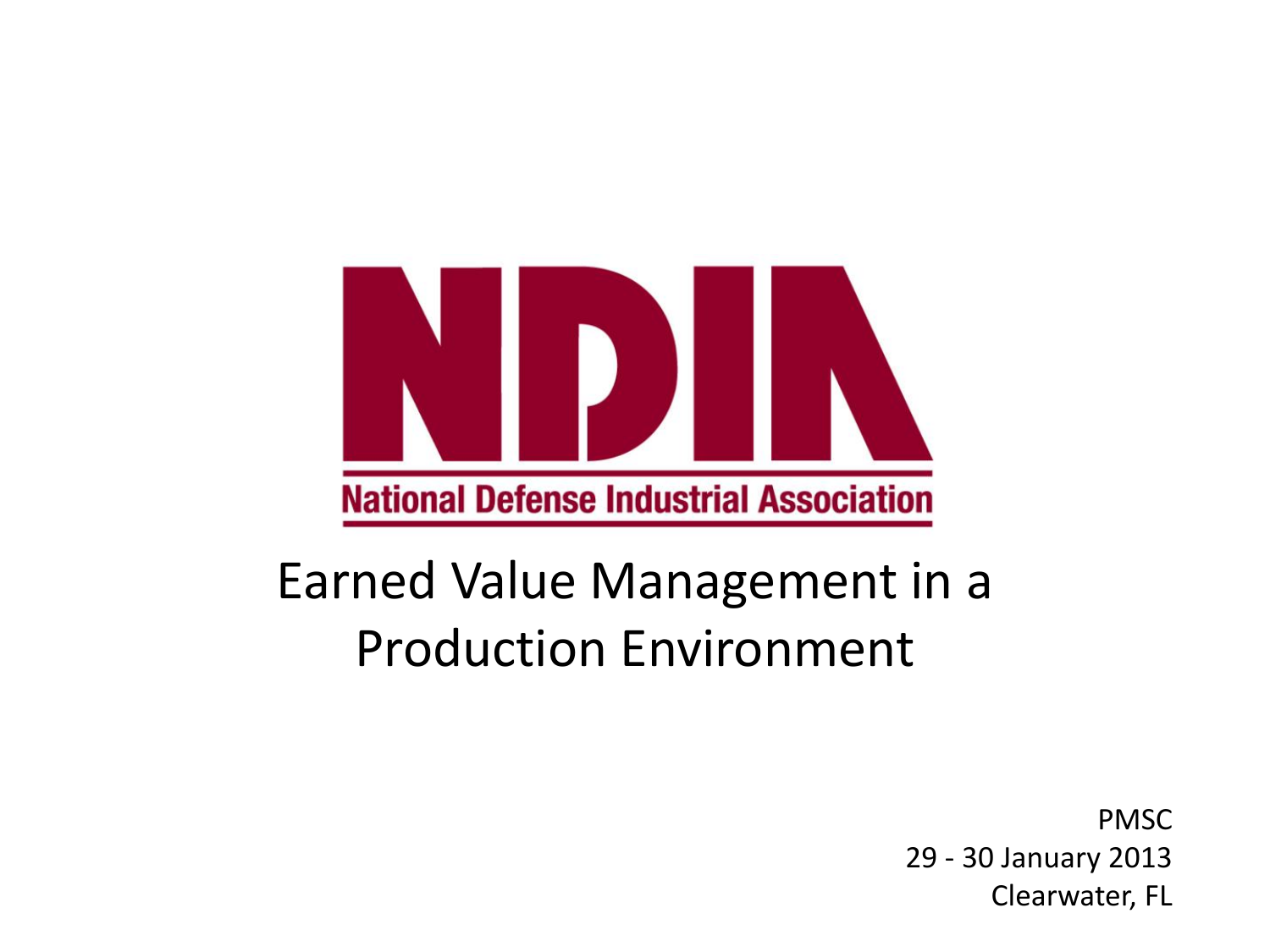NDIA

National Defense Industrial Association

# Earned Value Management in a Production Environment

PMSC
29 - 30 January 2013
Clearwater, FL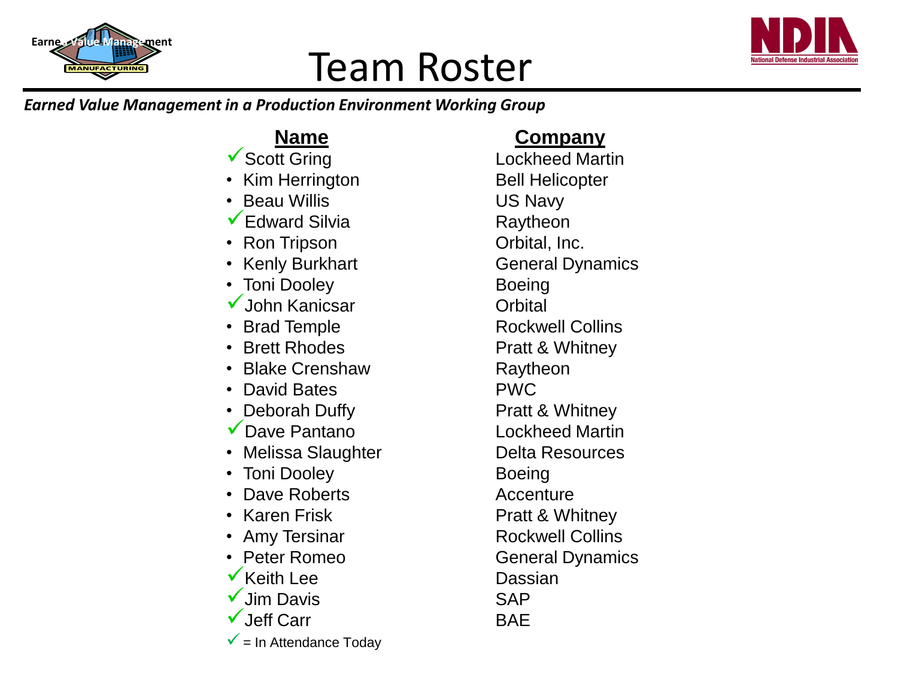# Team Roster

***Earned Value Management in a Production Environment Working Group***

| Name | Company |
| --- | --- |
| ✓ Scott Gring | Lockheed Martin |
| • Kim Herrington | Bell Helicopter |
| • Beau Willis | US Navy |
| ✓ Edward Silvia | Raytheon |
| • Ron Tripson | Orbital, Inc. |
| • Kenly Burkhart | General Dynamics |
| • Toni Dooley | Boeing |
| ✓ John Kanicsar | Orbital |
| • Brad Temple | Rockwell Collins |
| • Brett Rhodes | Pratt & Whitney |
| • Blake Crenshaw | Raytheon |
| • David Bates | PWC |
| • Deborah Duffy | Pratt & Whitney |
| ✓ Dave Pantano | Lockheed Martin |
| • Melissa Slaughter | Delta Resources |
| • Toni Dooley | Boeing |
| • Dave Roberts | Accenture |
| • Karen Frisk | Pratt & Whitney |
| • Amy Tersinar | Rockwell Collins |
| • Peter Romeo | General Dynamics |
| ✓ Keith Lee | Dassian |
| ✓ Jim Davis | SAP |
| ✓ Jeff Carr | BAE |

✓ = In Attendance Today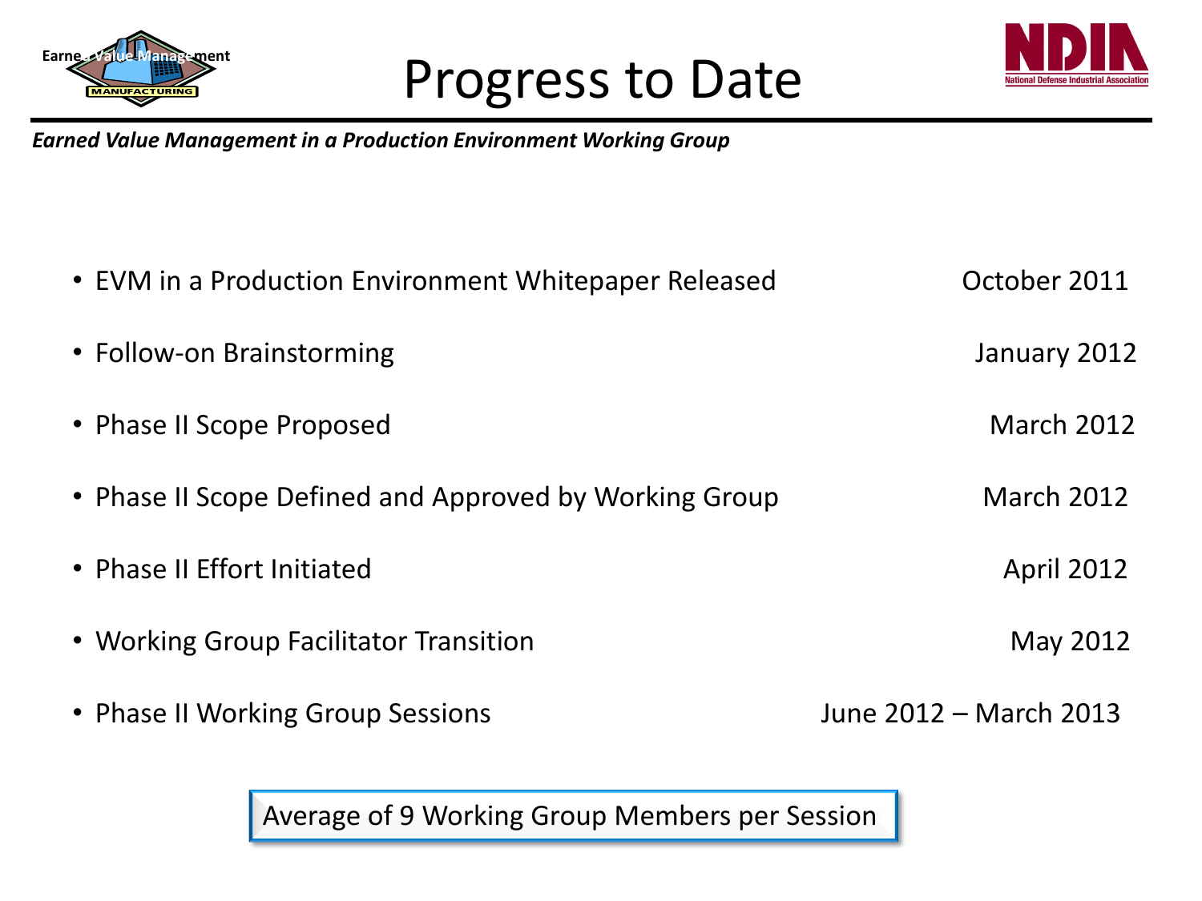# Progress to Date

***Earned Value Management in a Production Environment Working Group***

- EVM in a Production Environment Whitepaper Released — October 2011
- Follow-on Brainstorming — January 2012
- Phase II Scope Proposed — March 2012
- Phase II Scope Defined and Approved by Working Group — March 2012
- Phase II Effort Initiated — April 2012
- Working Group Facilitator Transition — May 2012
- Phase II Working Group Sessions — June 2012 – March 2013

Average of 9 Working Group Members per Session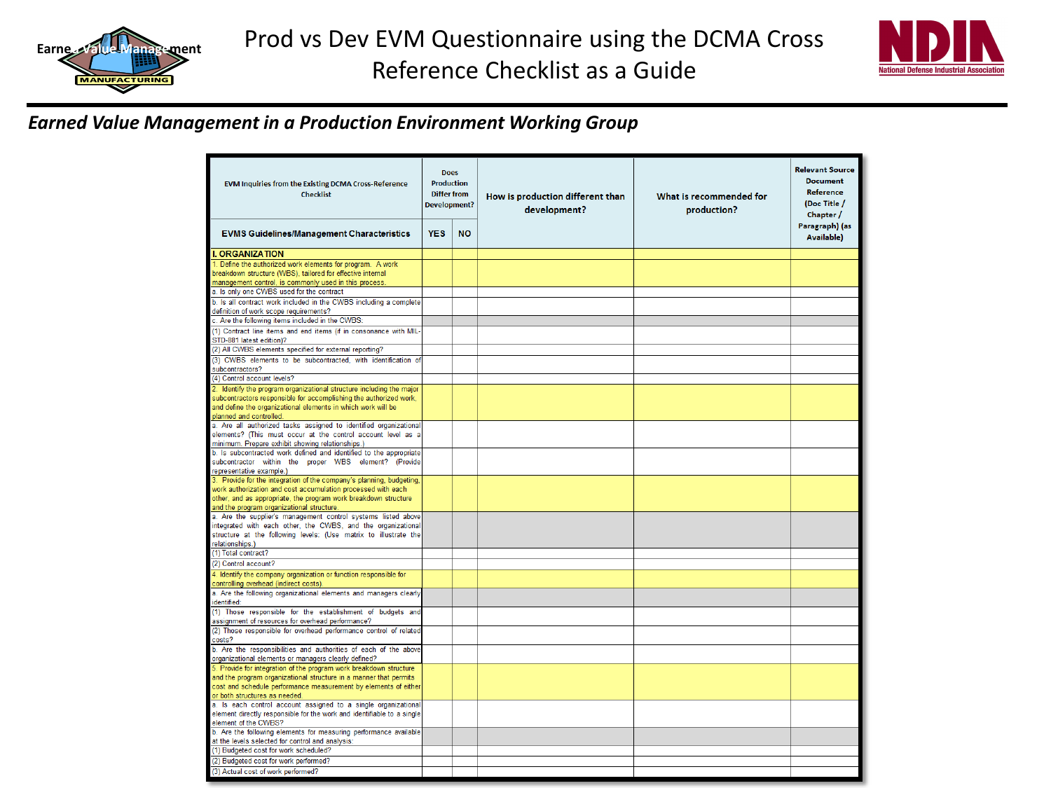# Prod vs Dev EVM Questionnaire using the DCMA Cross Reference Checklist as a Guide

*Earned Value Management in a Production Environment Working Group*

| EVM Inquiries from the Existing DCMA Cross-Reference Checklist | Does Production Differ from Development? | | How is production different than development? | What is recommended for production? | Relevant Source Document Reference (Doc Title / Chapter / Paragraph) (as Available) |
|---|---|---|---|---|---|
| **EVMS Guidelines/Management Characteristics** | **YES** | **NO** | | | |
| **I. ORGANIZATION** | | | | | |
| 1. Define the authorized work elements for program. A work breakdown structure (WBS), tailored for effective internal management control, is commonly used in this process. | | | | | |
| a. Is only one CWBS used for the contract | | | | | |
| b. Is all contract work included in the CWBS including a complete definition of work scope requirements? | | | | | |
| c. Are the following items included in the CWBS: | | | | | |
| (1) Contract line items and end items (if in consonance with MIL-STD-881 latest edition)? | | | | | |
| (2) All CWBS elements specified for external reporting? | | | | | |
| (3) CWBS elements to be subcontracted, with identification of subcontractors? | | | | | |
| (4) Control account levels? | | | | | |
| 2. Identify the program organizational structure including the major subcontractors responsible for accomplishing the authorized work, and define the organizational elements in which work will be planned and controlled. | | | | | |
| a. Are all authorized tasks assigned to identified organizational elements? (This must occur at the control account level as a minimum. Prepare exhibit showing relationships.) | | | | | |
| b. Is subcontracted work defined and identified to the appropriate subcontractor within the proper WBS element? (Provide representative example.) | | | | | |
| 3. Provide for the integration of the company's planning, budgeting, work authorization and cost accumulation processed with each other, and as appropriate, the program work breakdown structure and the program organizational structure. | | | | | |
| a. Are the supplier's management control systems listed above integrated with each other, the CWBS, and the organizational structure at the following levels: (Use matrix to illustrate the relationships.) | | | | | |
| (1) Total contract? | | | | | |
| (2) Control account? | | | | | |
| 4. Identify the company organization or function responsible for controlling overhead (indirect costs). | | | | | |
| a. Are the following organizational elements and managers clearly identified: | | | | | |
| (1) Those responsible for the establishment of budgets and assignment of resources for overhead performance? | | | | | |
| (2) Those responsible for overhead performance control of related costs? | | | | | |
| b. Are the responsibilities and authorities of each of the above organizational elements or managers clearly defined? | | | | | |
| 5. Provide for integration of the program work breakdown structure and the program organizational structure in a manner that permits cost and schedule performance measurement by elements of either or both structures as needed. | | | | | |
| a. Is each control account assigned to a single organizational element directly responsible for the work and identifiable to a single element of the CWBS? | | | | | |
| b. Are the following elements for measuring performance available at the levels selected for control and analysis: | | | | | |
| (1) Budgeted cost for work scheduled? | | | | | |
| (2) Budgeted cost for work performed? | | | | | |
| (3) Actual cost of work performed? | | | | | |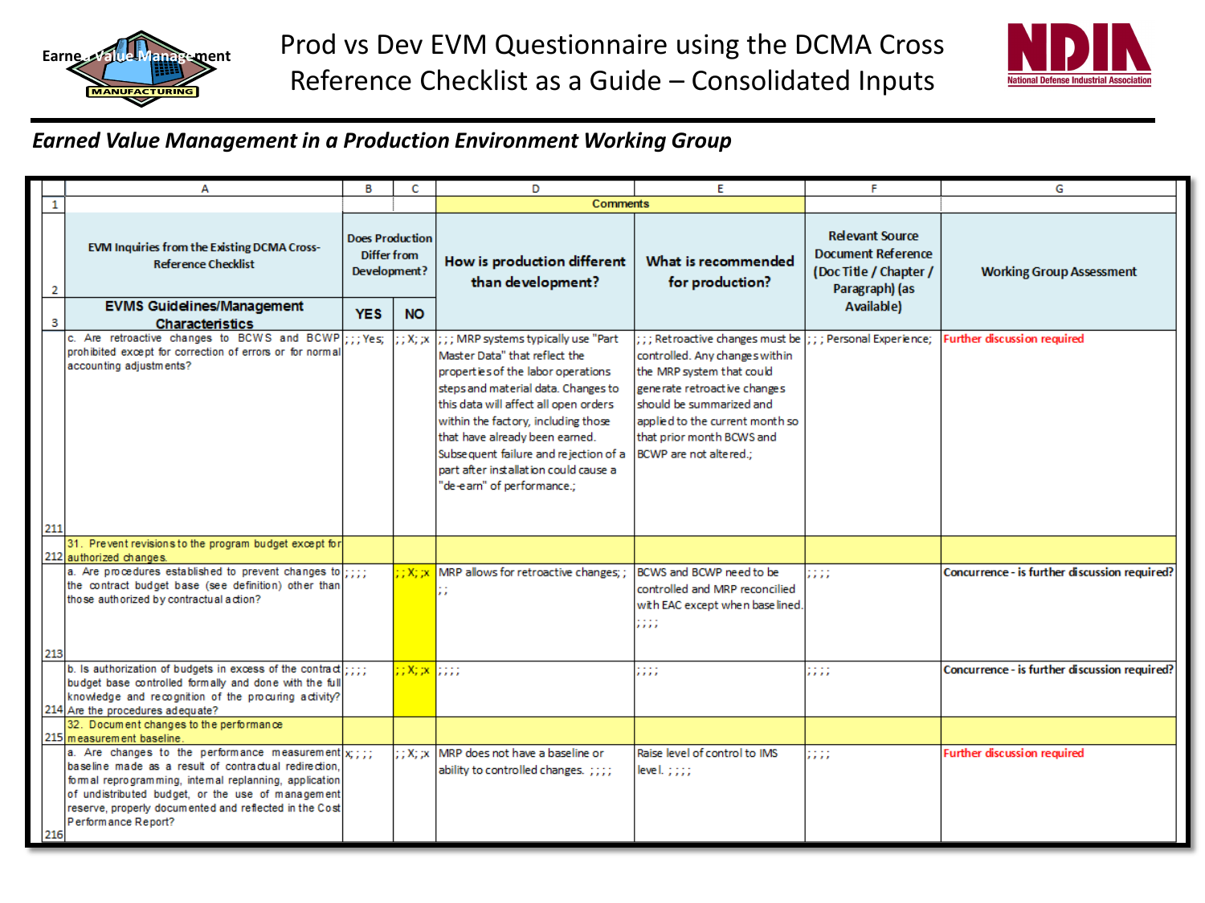# Prod vs Dev EVM Questionnaire using the DCMA Cross Reference Checklist as a Guide – Consolidated Inputs

***Earned Value Management in a Production Environment Working Group***

| | A | B | C | D | E | F | G |
|---|---|---|---|---|---|---|---|
| 1 | | | | Comments | | | |
| 2 | EVM Inquiries from the Existing DCMA Cross-Reference Checklist | Does Production Differ from Development? | | How is production different than development? | What is recommended for production? | Relevant Source Document Reference (Doc Title / Chapter / Paragraph) (as Available) | Working Group Assessment |
| 3 | EVMS Guidelines/Management Characteristics | YES | NO | | | | |
| 211 | c. Are retroactive changes to BCWS and BCWP prohibited except for correction of errors or for normal accounting adjustments? | ; ; ; Yes; | ; ; X; ;x | ; ; ; MRP systems typically use "Part Master Data" that reflect the properties of the labor operations steps and material data. Changes to this data will affect all open orders within the factory, including those that have already been earned. Subsequent failure and rejection of a part after installation could cause a "de-earn" of performance.; | ; ; ; Retroactive changes must be controlled. Any changes within the MRP system that could generate retroactive changes should be summarized and applied to the current month so that prior month BCWS and BCWP are not altered.; | ; ; ; Personal Experience; | Further discussion required |
| 212 | 31. Prevent revisions to the program budget except for authorized changes. | | | | | | |
| 213 | a. Are procedures established to prevent changes to the contract budget base (see definition) other than those authorized by contractual action? | ; ; ; ; | ; ; X; ;x | MRP allows for retroactive changes; ; ; ; | BCWS and BCWP need to be controlled and MRP reconciled with EAC except when base lined. ; ; ; ; | ; ; ; ; | Concurrence - is further discussion required? |
| 214 | b. Is authorization of budgets in excess of the contract budget base controlled formally and done with the full knowledge and recognition of the procuring activity? Are the procedures adequate? | ; ; ; ; | ; ; X; ;x | ; ; ; ; | ; ; ; ; | ; ; ; ; | Concurrence - is further discussion required? |
| 215 | 32. Document changes to the performance measurement baseline. | | | | | | |
| 216 | a. Are changes to the performance measurement baseline made as a result of contractual redirection, formal reprogramming, internal replanning, application of undistributed budget, or the use of management reserve, properly documented and reflected in the Cost Performance Report? | x; ; ; ; | ; ; X; ;x | MRP does not have a baseline or ability to controlled changes. ; ; ; ; | Raise level of control to IMS level. ; ; ; ; | ; ; ; ; | Further discussion required |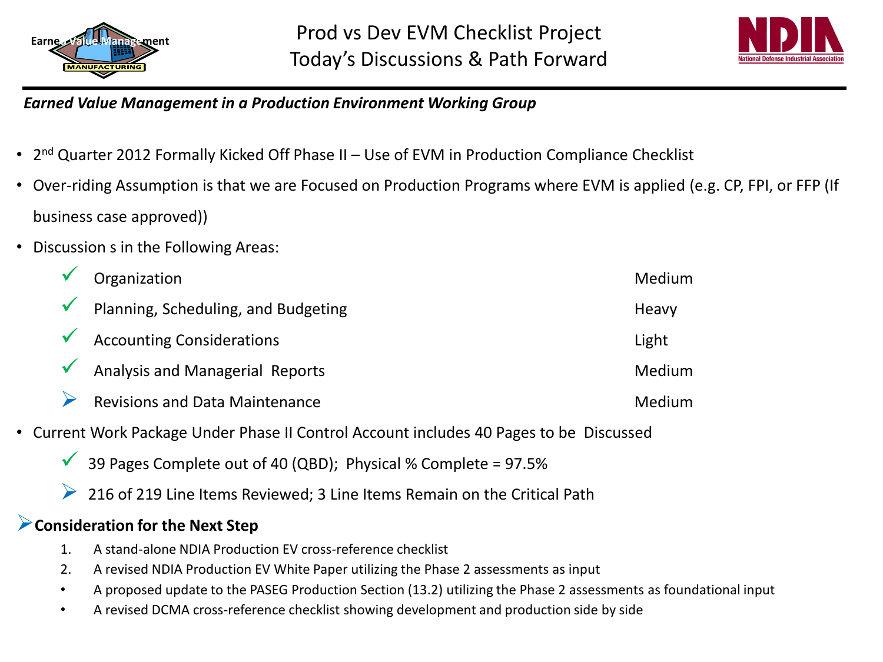# Prod vs Dev EVM Checklist Project
# Today's Discussions & Path Forward

***Earned Value Management in a Production Environment Working Group***

- 2nd Quarter 2012 Formally Kicked Off Phase II – Use of EVM in Production Compliance Checklist
- Over-riding Assumption is that we are Focused on Production Programs where EVM is applied (e.g. CP, FPI, or FFP (If business case approved))
- Discussion s in the Following Areas:

| | | |
|---|---|---|
| ✓ | Organization | Medium |
| ✓ | Planning, Scheduling, and Budgeting | Heavy |
| ✓ | Accounting Considerations | Light |
| ✓ | Analysis and Managerial Reports | Medium |
| ➢ | Revisions and Data Maintenance | Medium |

- Current Work Package Under Phase II Control Account includes 40 Pages to be Discussed
  - ✓ 39 Pages Complete out of 40 (QBD); Physical % Complete = 97.5%
  - ➢ 216 of 219 Line Items Reviewed; 3 Line Items Remain on the Critical Path

➢ **Consideration for the Next Step**

1. A stand-alone NDIA Production EV cross-reference checklist
2. A revised NDIA Production EV White Paper utilizing the Phase 2 assessments as input

- A proposed update to the PASEG Production Section (13.2) utilizing the Phase 2 assessments as foundational input
- A revised DCMA cross-reference checklist showing development and production side by side